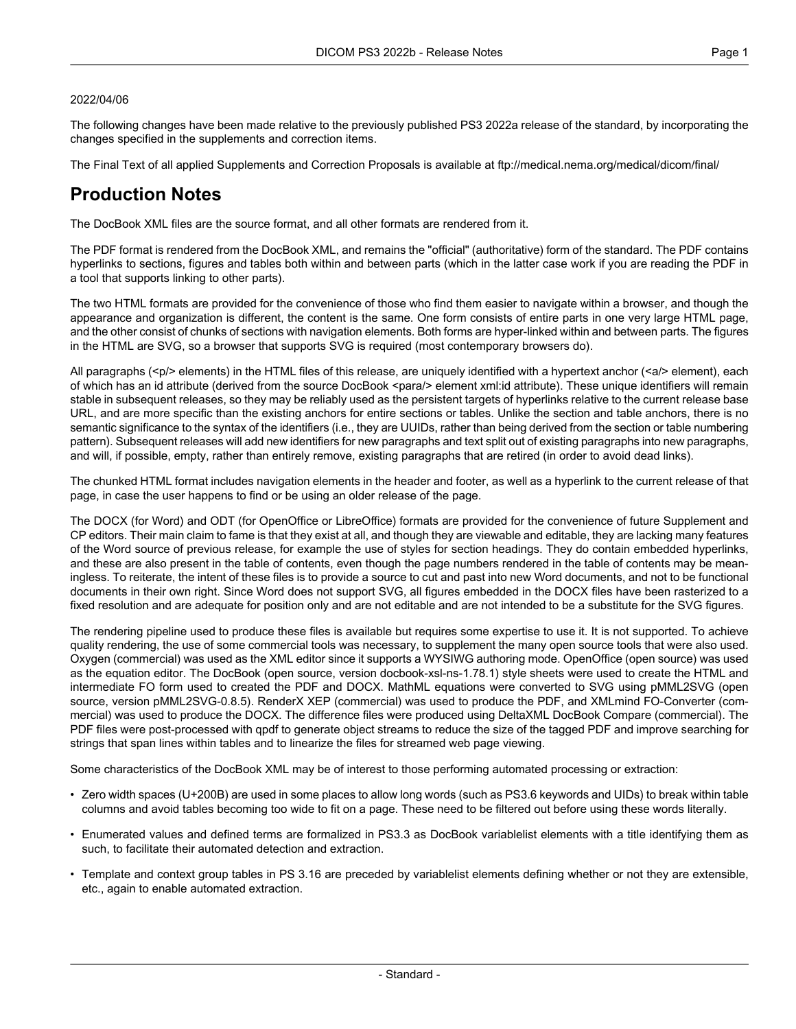2022/04/06

The following changes have been made relative to the previously published PS3 2022a release of the standard, by incorporating the changes specified in the supplements and correction items.

The Final Text of all applied Supplements and Correction Proposals is available at ftp://medical.nema.org/medical/dicom/final/

# Production Notes

The DocBook XML files are the source format, and all other formats are rendered from it.

The PDF format is rendered from the DocBook XML, and remains the "official" (authoritative) form of the standard. The PDF contains hyperlinks to sections, figures and tables both within and between parts (which in the latter case work if you are reading the PDF in a tool that supports linking to other parts).

The two HTML formats are provided for the convenience of those who find them easier to navigate within a browser, and though the appearance and organization is different, the content is the same. One form consists of entire parts in one very large HTML page, and the other consist of chunks of sections with navigation elements. Both forms are hyper-linked within and between parts. The figures in the HTML are SVG, so a browser that supports SVG is required (most contemporary browsers do).

All paragraphs (<p/> elements) in the HTML files of this release, are uniquely identified with a hypertext anchor (<a/> element), each of which has an id attribute (derived from the source DocBook <para/> element xml:id attribute). These unique identifiers will remain stable in subsequent releases, so they may be reliably used as the persistent targets of hyperlinks relative to the current release base URL, and are more specific than the existing anchors for entire sections or tables. Unlike the section and table anchors, there is no semantic significance to the syntax of the identifiers (i.e., they are UUIDs, rather than being derived from the section or table numbering pattern). Subsequent releases will add new identifiers for new paragraphs and text split out of existing paragraphs into new paragraphs, and will, if possible, empty, rather than entirely remove, existing paragraphs that are retired (in order to avoid dead links).

The chunked HTML format includes navigation elements in the header and footer, as well as a hyperlink to the current release of that page, in case the user happens to find or be using an older release of the page.

The DOCX (for Word) and ODT (for OpenOffice or LibreOffice) formats are provided for the convenience of future Supplement and CP editors. Their main claim to fame is that they exist at all, and though they are viewable and editable, they are lacking many features of the Word source of previous release, for example the use of styles for section headings. They do contain embedded hyperlinks, and these are also present in the table of contents, even though the page numbers rendered in the table of contents may be meaningless. To reiterate, the intent of these files is to provide a source to cut and past into new Word documents, and not to be functional documents in their own right. Since Word does not support SVG, all figures embedded in the DOCX files have been rasterized to a fixed resolution and are adequate for position only and are not editable and are not intended to be a substitute for the SVG figures.

The rendering pipeline used to produce these files is available but requires some expertise to use it. It is not supported. To achieve quality rendering, the use of some commercial tools was necessary, to supplement the many open source tools that were also used. Oxygen (commercial) was used as the XML editor since it supports a WYSIWG authoring mode. OpenOffice (open source) was used as the equation editor. The DocBook (open source, version docbook-xsl-ns-1.78.1) style sheets were used to create the HTML and intermediate FO form used to created the PDF and DOCX. MathML equations were converted to SVG using pMML2SVG (open source, version pMML2SVG-0.8.5). RenderX XEP (commercial) was used to produce the PDF, and XMLmind FO-Converter (commercial) was used to produce the DOCX. The difference files were produced using DeltaXML DocBook Compare (commercial). The PDF files were post-processed with qpdf to generate object streams to reduce the size of the tagged PDF and improve searching for strings that span lines within tables and to linearize the files for streamed web page viewing.

Some characteristics of the DocBook XML may be of interest to those performing automated processing or extraction:

- Zero width spaces (U+200B) are used in some places to allow long words (such as PS3.6 keywords and UIDs) to break within table columns and avoid tables becoming too wide to fit on a page. These need to be filtered out before using these words literally.
- Enumerated values and defined terms are formalized in PS3.3 as DocBook variablelist elements with a title identifying them as such, to facilitate their automated detection and extraction.
- Template and context group tables in PS 3.16 are preceded by variablelist elements defining whether or not they are extensible, etc., again to enable automated extraction.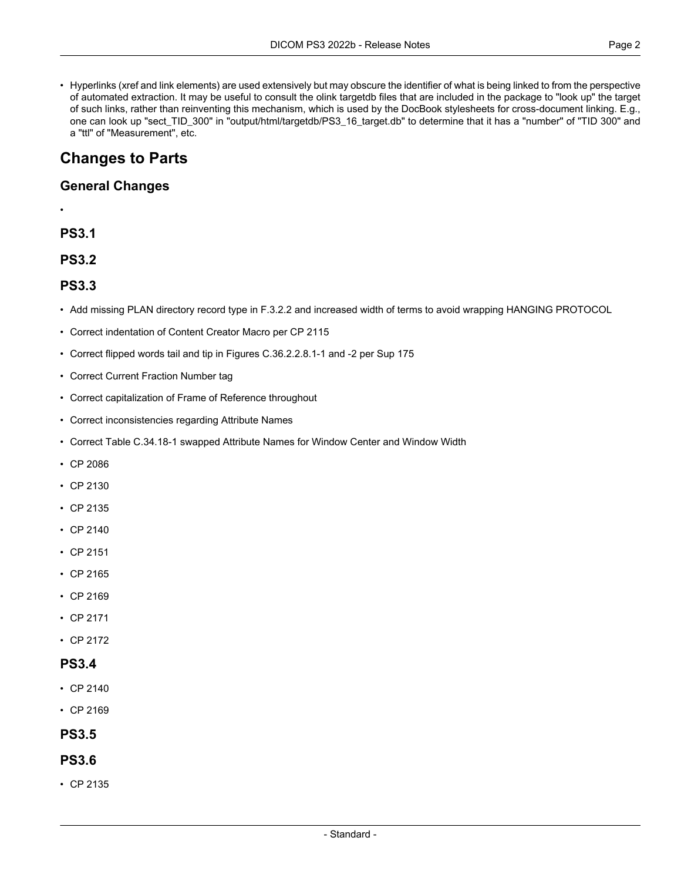- Hyperlinks (xref and link elements) are used extensively but may obscure the identifier of what is being linked to from the perspective of automated extraction. It may be useful to consult the olink targetdb files that are included in the package to "look up" the target of such links, rather than reinventing this mechanism, which is used by the DocBook stylesheets for cross-document linking. E.g., one can look up "sect_TID_300" in "output/html/targetdb/PS3_16_target.db" to determine that it has a "number" of "TID 300" and a "ttl" of "Measurement", etc.

## Changes to Parts

### General Changes

- 

### PS3.1

### PS3.2

### PS3.3

- Add missing PLAN directory record type in F.3.2.2 and increased width of terms to avoid wrapping HANGING PROTOCOL
- Correct indentation of Content Creator Macro per CP 2115
- Correct flipped words tail and tip in Figures C.36.2.2.8.1-1 and -2 per Sup 175
- Correct Current Fraction Number tag
- Correct capitalization of Frame of Reference throughout
- Correct inconsistencies regarding Attribute Names
- Correct Table C.34.18-1 swapped Attribute Names for Window Center and Window Width
- CP 2086
- CP 2130
- CP 2135
- CP 2140
- CP 2151
- CP 2165
- CP 2169
- CP 2171
- CP 2172

### PS3.4

- CP 2140
- CP 2169

### PS3.5

### PS3.6

- CP 2135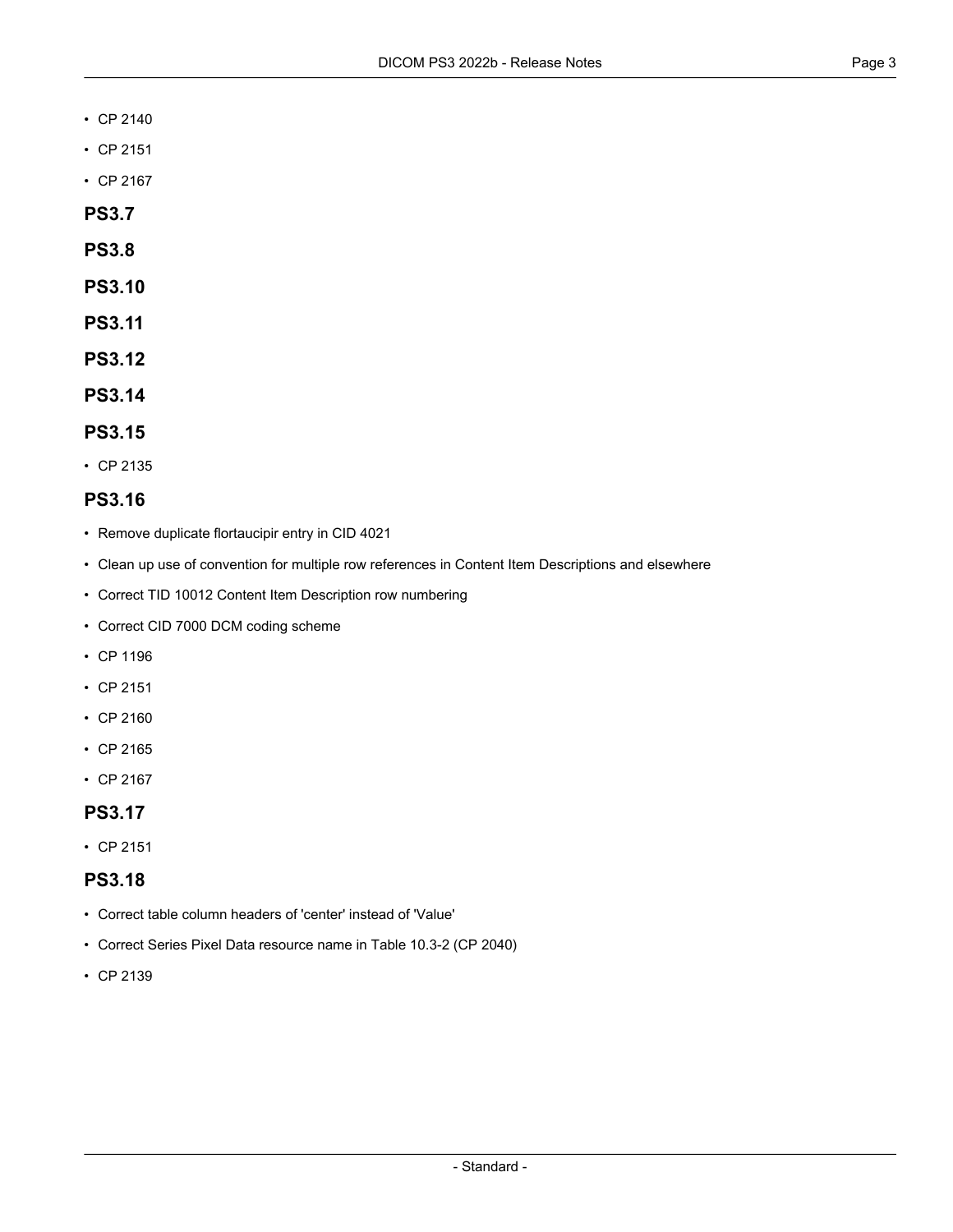- CP 2140
- CP 2151
- CP 2167

## PS3.7

## PS3.8

## PS3.10

## PS3.11

## PS3.12

## PS3.14

## PS3.15

- CP 2135

## PS3.16

- Remove duplicate flortaucipir entry in CID 4021
- Clean up use of convention for multiple row references in Content Item Descriptions and elsewhere
- Correct TID 10012 Content Item Description row numbering
- Correct CID 7000 DCM coding scheme
- CP 1196
- CP 2151
- CP 2160
- CP 2165
- CP 2167

## PS3.17

- CP 2151

## PS3.18

- Correct table column headers of 'center' instead of 'Value'
- Correct Series Pixel Data resource name in Table 10.3-2 (CP 2040)
- CP 2139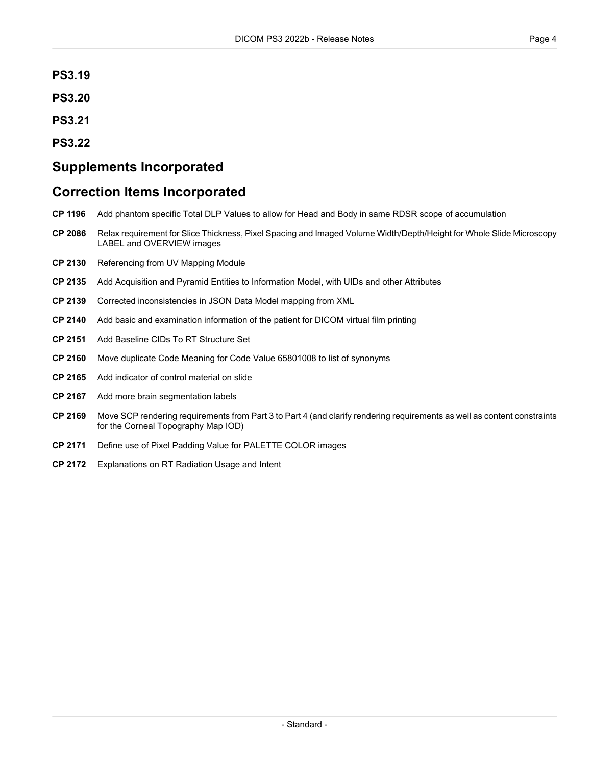### PS3.19

### PS3.20

### PS3.21

### PS3.22

## Supplements Incorporated

## Correction Items Incorporated

**CP 1196** Add phantom specific Total DLP Values to allow for Head and Body in same RDSR scope of accumulation

**CP 2086** Relax requirement for Slice Thickness, Pixel Spacing and Imaged Volume Width/Depth/Height for Whole Slide Microscopy LABEL and OVERVIEW images

**CP 2130** Referencing from UV Mapping Module

**CP 2135** Add Acquisition and Pyramid Entities to Information Model, with UIDs and other Attributes

**CP 2139** Corrected inconsistencies in JSON Data Model mapping from XML

**CP 2140** Add basic and examination information of the patient for DICOM virtual film printing

**CP 2151** Add Baseline CIDs To RT Structure Set

**CP 2160** Move duplicate Code Meaning for Code Value 65801008 to list of synonyms

**CP 2165** Add indicator of control material on slide

**CP 2167** Add more brain segmentation labels

**CP 2169** Move SCP rendering requirements from Part 3 to Part 4 (and clarify rendering requirements as well as content constraints for the Corneal Topography Map IOD)

**CP 2171** Define use of Pixel Padding Value for PALETTE COLOR images

**CP 2172** Explanations on RT Radiation Usage and Intent